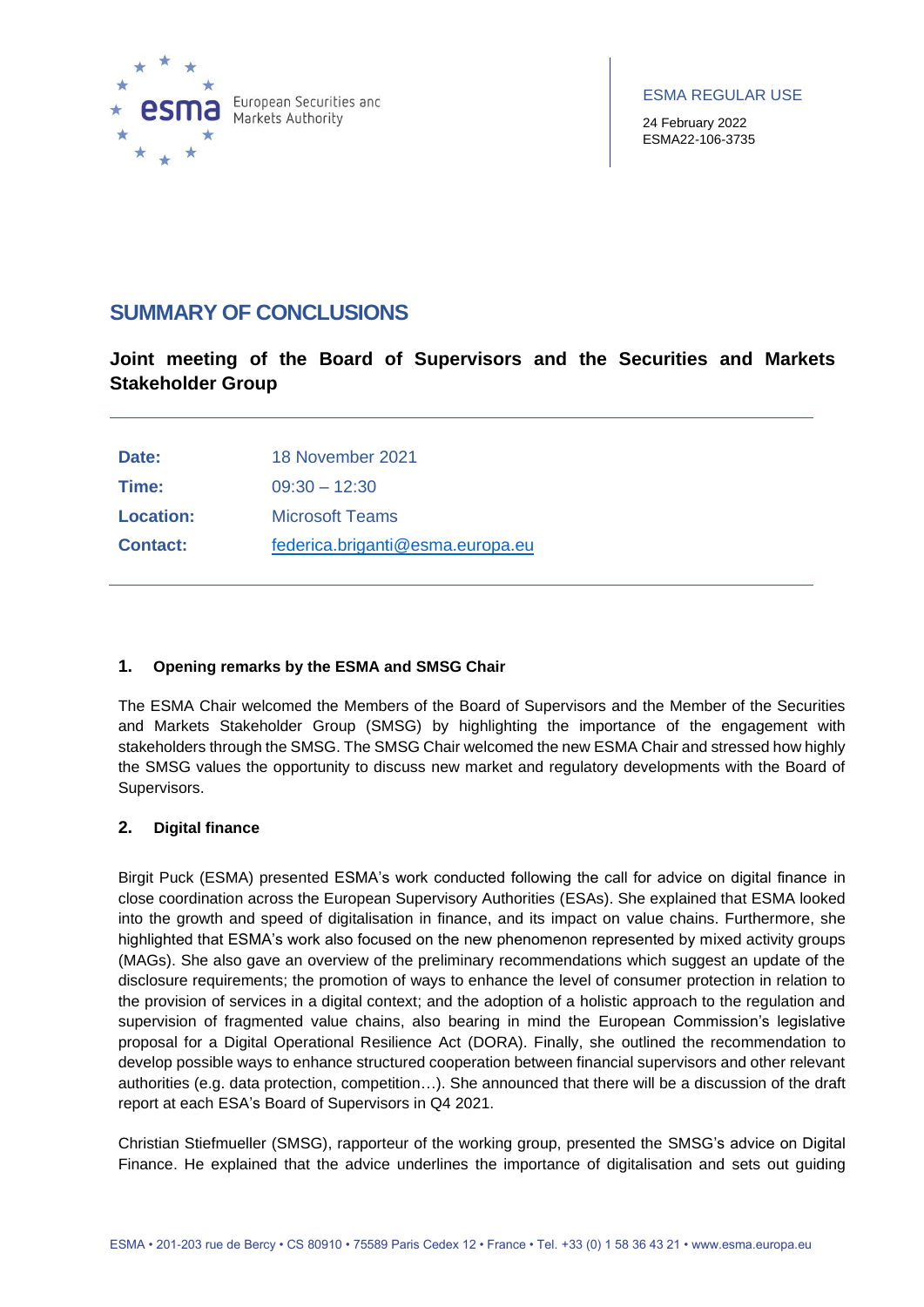ESMA REGULAR USE

24 February 2022
ESMA22-106-3735

# SUMMARY OF CONCLUSIONS

## Joint meeting of the Board of Supervisors and the Securities and Markets Stakeholder Group

| | |
|---|---|
| **Date:** | 18 November 2021 |
| **Time:** | 09:30 – 12:30 |
| **Location:** | Microsoft Teams |
| **Contact:** | federica.briganti@esma.europa.eu |

### 1. Opening remarks by the ESMA and SMSG Chair

The ESMA Chair welcomed the Members of the Board of Supervisors and the Member of the Securities and Markets Stakeholder Group (SMSG) by highlighting the importance of the engagement with stakeholders through the SMSG. The SMSG Chair welcomed the new ESMA Chair and stressed how highly the SMSG values the opportunity to discuss new market and regulatory developments with the Board of Supervisors.

### 2. Digital finance

Birgit Puck (ESMA) presented ESMA's work conducted following the call for advice on digital finance in close coordination across the European Supervisory Authorities (ESAs). She explained that ESMA looked into the growth and speed of digitalisation in finance, and its impact on value chains. Furthermore, she highlighted that ESMA's work also focused on the new phenomenon represented by mixed activity groups (MAGs). She also gave an overview of the preliminary recommendations which suggest an update of the disclosure requirements; the promotion of ways to enhance the level of consumer protection in relation to the provision of services in a digital context; and the adoption of a holistic approach to the regulation and supervision of fragmented value chains, also bearing in mind the European Commission's legislative proposal for a Digital Operational Resilience Act (DORA). Finally, she outlined the recommendation to develop possible ways to enhance structured cooperation between financial supervisors and other relevant authorities (e.g. data protection, competition…). She announced that there will be a discussion of the draft report at each ESA's Board of Supervisors in Q4 2021.

Christian Stiefmueller (SMSG), rapporteur of the working group, presented the SMSG's advice on Digital Finance. He explained that the advice underlines the importance of digitalisation and sets out guiding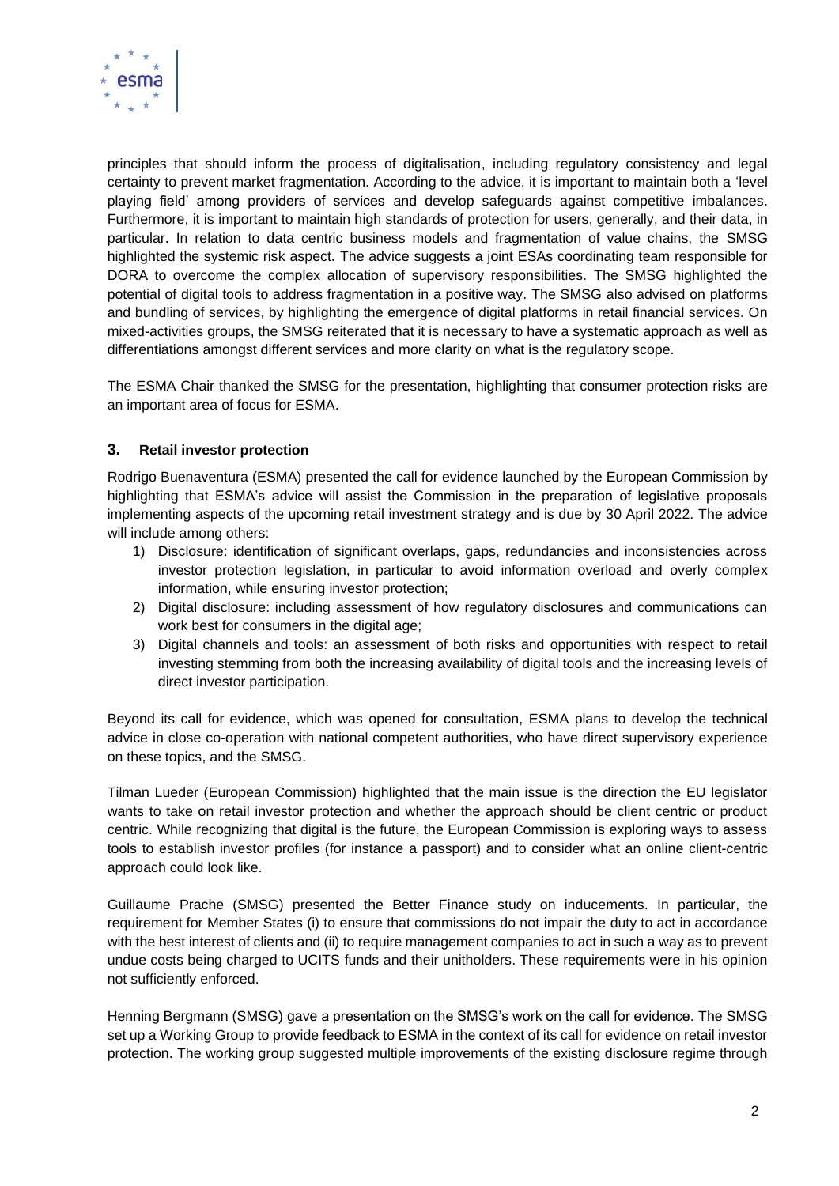principles that should inform the process of digitalisation, including regulatory consistency and legal certainty to prevent market fragmentation. According to the advice, it is important to maintain both a 'level playing field' among providers of services and develop safeguards against competitive imbalances. Furthermore, it is important to maintain high standards of protection for users, generally, and their data, in particular. In relation to data centric business models and fragmentation of value chains, the SMSG highlighted the systemic risk aspect. The advice suggests a joint ESAs coordinating team responsible for DORA to overcome the complex allocation of supervisory responsibilities. The SMSG highlighted the potential of digital tools to address fragmentation in a positive way. The SMSG also advised on platforms and bundling of services, by highlighting the emergence of digital platforms in retail financial services. On mixed-activities groups, the SMSG reiterated that it is necessary to have a systematic approach as well as differentiations amongst different services and more clarity on what is the regulatory scope.

The ESMA Chair thanked the SMSG for the presentation, highlighting that consumer protection risks are an important area of focus for ESMA.

## 3. Retail investor protection

Rodrigo Buenaventura (ESMA) presented the call for evidence launched by the European Commission by highlighting that ESMA's advice will assist the Commission in the preparation of legislative proposals implementing aspects of the upcoming retail investment strategy and is due by 30 April 2022. The advice will include among others:

1) Disclosure: identification of significant overlaps, gaps, redundancies and inconsistencies across investor protection legislation, in particular to avoid information overload and overly complex information, while ensuring investor protection;
2) Digital disclosure: including assessment of how regulatory disclosures and communications can work best for consumers in the digital age;
3) Digital channels and tools: an assessment of both risks and opportunities with respect to retail investing stemming from both the increasing availability of digital tools and the increasing levels of direct investor participation.

Beyond its call for evidence, which was opened for consultation, ESMA plans to develop the technical advice in close co-operation with national competent authorities, who have direct supervisory experience on these topics, and the SMSG.

Tilman Lueder (European Commission) highlighted that the main issue is the direction the EU legislator wants to take on retail investor protection and whether the approach should be client centric or product centric. While recognizing that digital is the future, the European Commission is exploring ways to assess tools to establish investor profiles (for instance a passport) and to consider what an online client-centric approach could look like.

Guillaume Prache (SMSG) presented the Better Finance study on inducements. In particular, the requirement for Member States (i) to ensure that commissions do not impair the duty to act in accordance with the best interest of clients and (ii) to require management companies to act in such a way as to prevent undue costs being charged to UCITS funds and their unitholders. These requirements were in his opinion not sufficiently enforced.

Henning Bergmann (SMSG) gave a presentation on the SMSG's work on the call for evidence. The SMSG set up a Working Group to provide feedback to ESMA in the context of its call for evidence on retail investor protection. The working group suggested multiple improvements of the existing disclosure regime through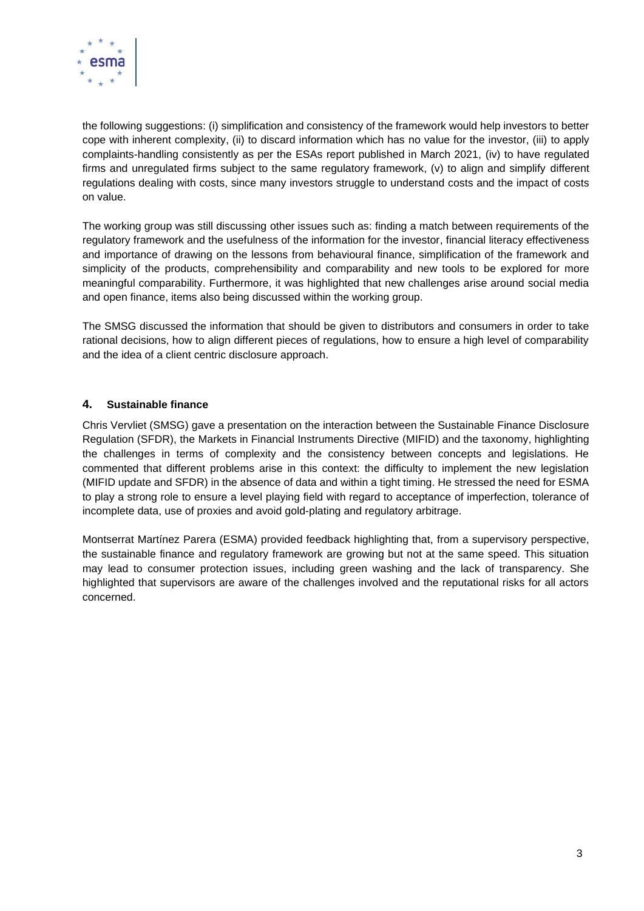the following suggestions: (i) simplification and consistency of the framework would help investors to better cope with inherent complexity, (ii) to discard information which has no value for the investor, (iii) to apply complaints-handling consistently as per the ESAs report published in March 2021, (iv) to have regulated firms and unregulated firms subject to the same regulatory framework, (v) to align and simplify different regulations dealing with costs, since many investors struggle to understand costs and the impact of costs on value.

The working group was still discussing other issues such as: finding a match between requirements of the regulatory framework and the usefulness of the information for the investor, financial literacy effectiveness and importance of drawing on the lessons from behavioural finance, simplification of the framework and simplicity of the products, comprehensibility and comparability and new tools to be explored for more meaningful comparability. Furthermore, it was highlighted that new challenges arise around social media and open finance, items also being discussed within the working group.

The SMSG discussed the information that should be given to distributors and consumers in order to take rational decisions, how to align different pieces of regulations, how to ensure a high level of comparability and the idea of a client centric disclosure approach.

## 4. Sustainable finance

Chris Vervliet (SMSG) gave a presentation on the interaction between the Sustainable Finance Disclosure Regulation (SFDR), the Markets in Financial Instruments Directive (MIFID) and the taxonomy, highlighting the challenges in terms of complexity and the consistency between concepts and legislations. He commented that different problems arise in this context: the difficulty to implement the new legislation (MIFID update and SFDR) in the absence of data and within a tight timing. He stressed the need for ESMA to play a strong role to ensure a level playing field with regard to acceptance of imperfection, tolerance of incomplete data, use of proxies and avoid gold-plating and regulatory arbitrage.

Montserrat Martínez Parera (ESMA) provided feedback highlighting that, from a supervisory perspective, the sustainable finance and regulatory framework are growing but not at the same speed. This situation may lead to consumer protection issues, including green washing and the lack of transparency. She highlighted that supervisors are aware of the challenges involved and the reputational risks for all actors concerned.